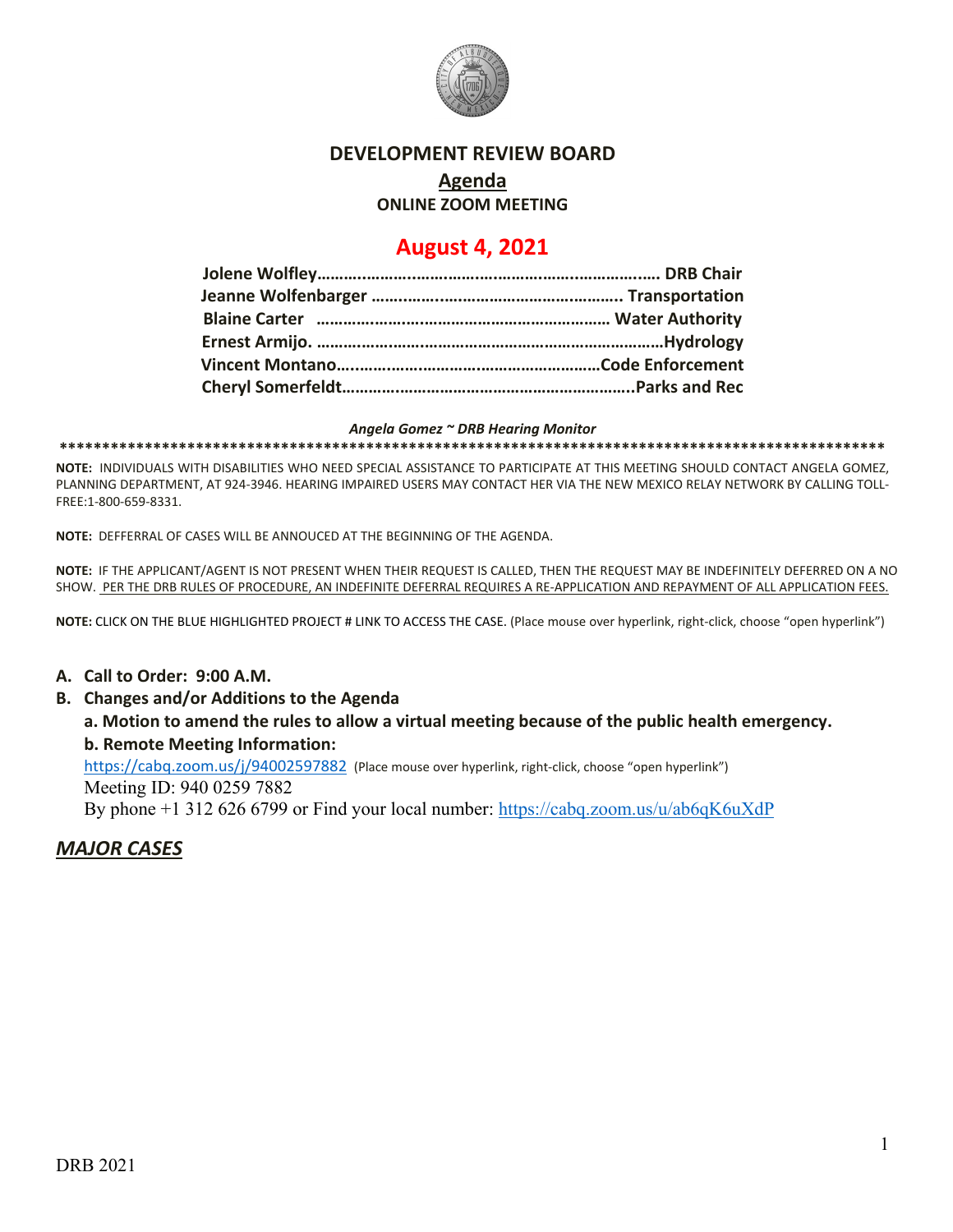# DEVELOPMENT REVIEW BOARD

## Agenda

**ONLINE ZOOM MEETING**

## August 4, 2021

**Jolene Wolfley……………………………………………………………… DRB Chair**
**Jeanne Wolfenbarger ……………………………………………….. Transportation**
**Blaine Carter ………………………………………………………… Water Authority**
**Ernest Armijo. ……………………………………………………………………Hydrology**
**Vincent Montano…………………………………………………Code Enforcement**
**Cheryl Somerfeldt………………………………………………………..Parks and Rec**

***Angela Gomez ~ DRB Hearing Monitor***

****************************************************************************************************

**NOTE:** INDIVIDUALS WITH DISABILITIES WHO NEED SPECIAL ASSISTANCE TO PARTICIPATE AT THIS MEETING SHOULD CONTACT ANGELA GOMEZ, PLANNING DEPARTMENT, AT 924-3946. HEARING IMPAIRED USERS MAY CONTACT HER VIA THE NEW MEXICO RELAY NETWORK BY CALLING TOLL-FREE:1-800-659-8331.

**NOTE:** DEFFERRAL OF CASES WILL BE ANNOUCED AT THE BEGINNING OF THE AGENDA.

**NOTE:** IF THE APPLICANT/AGENT IS NOT PRESENT WHEN THEIR REQUEST IS CALLED, THEN THE REQUEST MAY BE INDEFINITELY DEFERRED ON A NO SHOW. PER THE DRB RULES OF PROCEDURE, AN INDEFINITE DEFERRAL REQUIRES A RE-APPLICATION AND REPAYMENT OF ALL APPLICATION FEES.

**NOTE:** CLICK ON THE BLUE HIGHLIGHTED PROJECT # LINK TO ACCESS THE CASE. (Place mouse over hyperlink, right-click, choose "open hyperlink")

**A. Call to Order: 9:00 A.M.**

**B. Changes and/or Additions to the Agenda**

**a. Motion to amend the rules to allow a virtual meeting because of the public health emergency.**

**b. Remote Meeting Information:**

https://cabq.zoom.us/j/94002597882 (Place mouse over hyperlink, right-click, choose "open hyperlink")

Meeting ID: 940 0259 7882

By phone +1 312 626 6799 or Find your local number: https://cabq.zoom.us/u/ab6qK6uXdP

## ***MAJOR CASES***

DRB 2021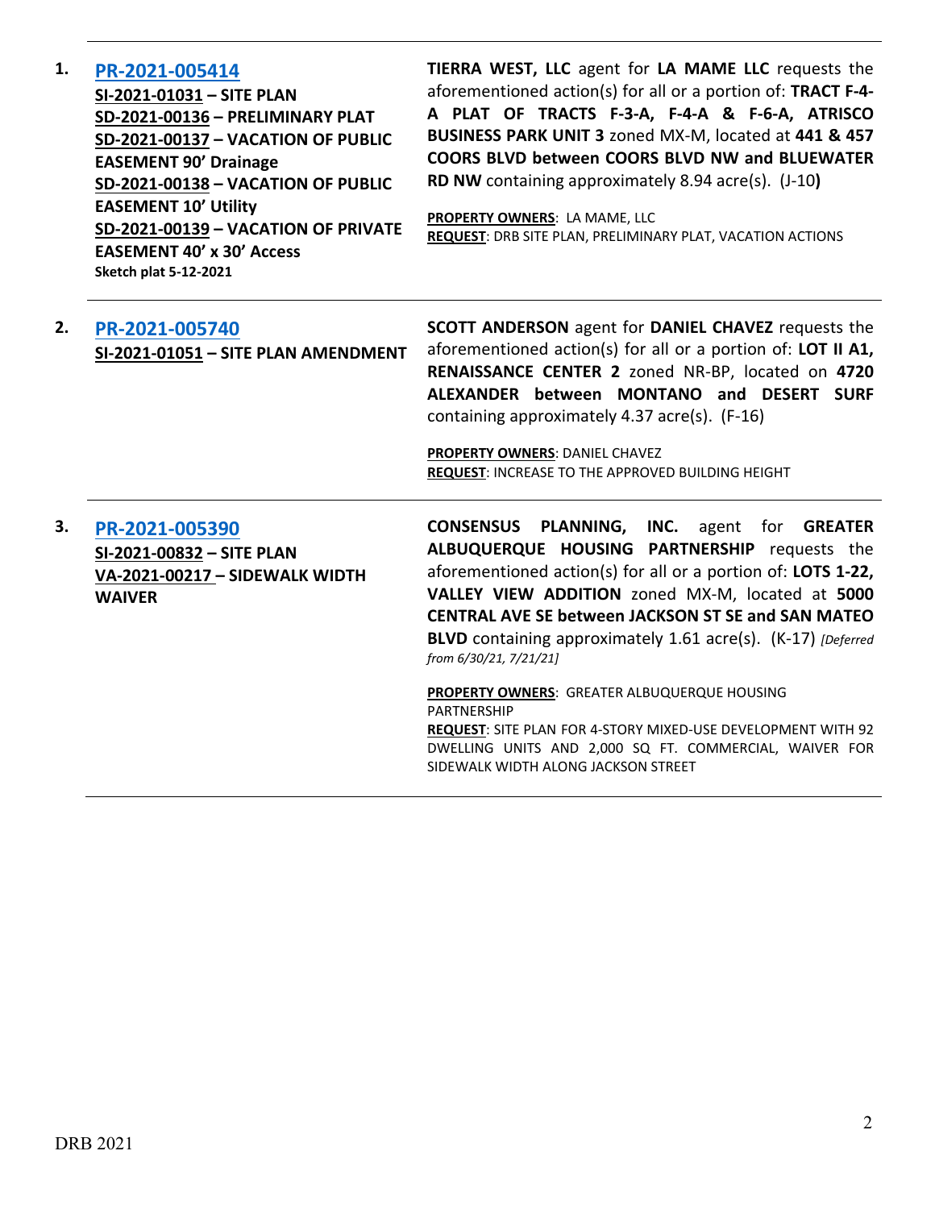1. **PR-2021-005414**
   **SI-2021-01031 – SITE PLAN**
   **SD-2021-00136 – PRELIMINARY PLAT**
   **SD-2021-00137 – VACATION OF PUBLIC EASEMENT 90' Drainage**
   **SD-2021-00138 – VACATION OF PUBLIC EASEMENT 10' Utility**
   **SD-2021-00139 – VACATION OF PRIVATE EASEMENT 40' x 30' Access**
   **Sketch plat 5-12-2021**

   **TIERRA WEST, LLC** agent for **LA MAME LLC** requests the aforementioned action(s) for all or a portion of: **TRACT F-4-A PLAT OF TRACTS F-3-A, F-4-A & F-6-A, ATRISCO BUSINESS PARK UNIT 3** zoned MX-M, located at **441 & 457 COORS BLVD between COORS BLVD NW and BLUEWATER RD NW** containing approximately 8.94 acre(s). (J-10**)**

   **PROPERTY OWNERS**: LA MAME, LLC
   **REQUEST**: DRB SITE PLAN, PRELIMINARY PLAT, VACATION ACTIONS

2. **PR-2021-005740**
   **SI-2021-01051 – SITE PLAN AMENDMENT**

   **SCOTT ANDERSON** agent for **DANIEL CHAVEZ** requests the aforementioned action(s) for all or a portion of: **LOT II A1, RENAISSANCE CENTER 2** zoned NR-BP, located on **4720 ALEXANDER between MONTANO and DESERT SURF** containing approximately 4.37 acre(s). (F-16)

   **PROPERTY OWNERS**: DANIEL CHAVEZ
   **REQUEST**: INCREASE TO THE APPROVED BUILDING HEIGHT

3. **PR-2021-005390**
   **SI-2021-00832 – SITE PLAN**
   **VA-2021-00217 – SIDEWALK WIDTH WAIVER**

   **CONSENSUS PLANNING, INC.** agent for **GREATER ALBUQUERQUE HOUSING PARTNERSHIP** requests the aforementioned action(s) for all or a portion of: **LOTS 1-22, VALLEY VIEW ADDITION** zoned MX-M, located at **5000 CENTRAL AVE SE between JACKSON ST SE and SAN MATEO BLVD** containing approximately 1.61 acre(s). (K-17) *[Deferred from 6/30/21, 7/21/21]*

   **PROPERTY OWNERS**: GREATER ALBUQUERQUE HOUSING PARTNERSHIP
   **REQUEST**: SITE PLAN FOR 4-STORY MIXED-USE DEVELOPMENT WITH 92 DWELLING UNITS AND 2,000 SQ FT. COMMERCIAL, WAIVER FOR SIDEWALK WIDTH ALONG JACKSON STREET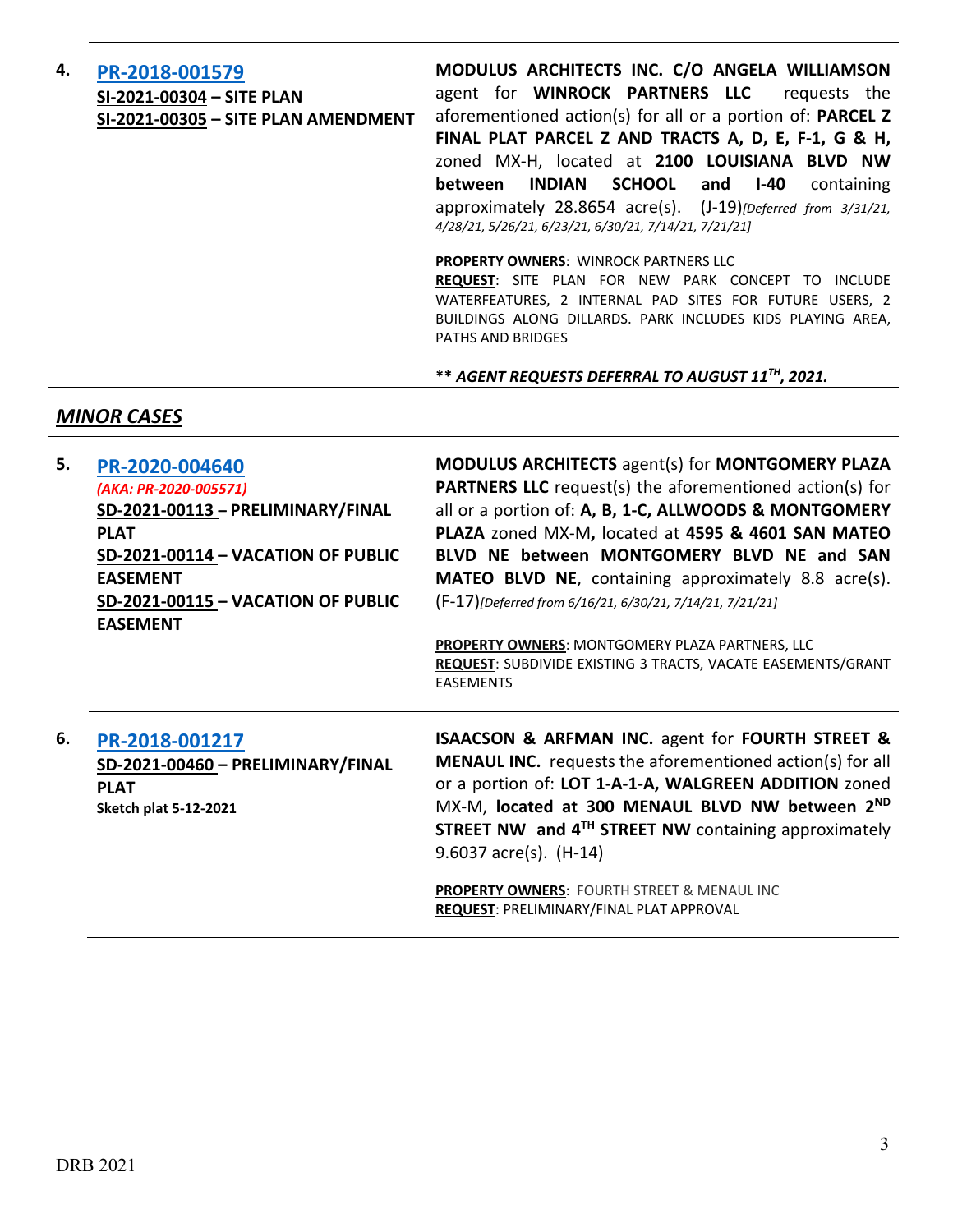**4.** **PR-2018-001579**
**SI-2021-00304 – SITE PLAN**
**SI-2021-00305 – SITE PLAN AMENDMENT**

**MODULUS ARCHITECTS INC. C/O ANGELA WILLIAMSON** agent for **WINROCK PARTNERS LLC** requests the aforementioned action(s) for all or a portion of: **PARCEL Z FINAL PLAT PARCEL Z AND TRACTS A, D, E, F-1, G & H,** zoned MX-H, located at **2100 LOUISIANA BLVD NW between INDIAN SCHOOL and I-40** containing approximately 28.8654 acre(s). (J-19)*[Deferred from 3/31/21, 4/28/21, 5/26/21, 6/23/21, 6/30/21, 7/14/21, 7/21/21]*

**PROPERTY OWNERS**: WINROCK PARTNERS LLC
**REQUEST**: SITE PLAN FOR NEW PARK CONCEPT TO INCLUDE WATERFEATURES, 2 INTERNAL PAD SITES FOR FUTURE USERS, 2 BUILDINGS ALONG DILLARDS. PARK INCLUDES KIDS PLAYING AREA, PATHS AND BRIDGES

***\*\* AGENT REQUESTS DEFERRAL TO AUGUST 11TH, 2021.***

## *MINOR CASES*

**5.** **PR-2020-004640**
*(AKA: PR-2020-005571)*
**SD-2021-00113 – PRELIMINARY/FINAL PLAT**
**SD-2021-00114 – VACATION OF PUBLIC EASEMENT**
**SD-2021-00115 – VACATION OF PUBLIC EASEMENT**

**MODULUS ARCHITECTS** agent(s) for **MONTGOMERY PLAZA PARTNERS LLC** request(s) the aforementioned action(s) for all or a portion of: **A, B, 1-C, ALLWOODS & MONTGOMERY PLAZA** zoned MX-M**,** located at **4595 & 4601 SAN MATEO BLVD NE between MONTGOMERY BLVD NE and SAN MATEO BLVD NE**, containing approximately 8.8 acre(s). (F-17)*[Deferred from 6/16/21, 6/30/21, 7/14/21, 7/21/21]*

**PROPERTY OWNERS**: MONTGOMERY PLAZA PARTNERS, LLC
**REQUEST**: SUBDIVIDE EXISTING 3 TRACTS, VACATE EASEMENTS/GRANT EASEMENTS

**6.** **PR-2018-001217**
**SD-2021-00460 – PRELIMINARY/FINAL PLAT**
**Sketch plat 5-12-2021**

**ISAACSON & ARFMAN INC.** agent for **FOURTH STREET & MENAUL INC.** requests the aforementioned action(s) for all or a portion of: **LOT 1-A-1-A, WALGREEN ADDITION** zoned MX-M, **located at 300 MENAUL BLVD NW between 2ND STREET NW and 4TH STREET NW** containing approximately 9.6037 acre(s). (H-14)

**PROPERTY OWNERS**: FOURTH STREET & MENAUL INC
**REQUEST**: PRELIMINARY/FINAL PLAT APPROVAL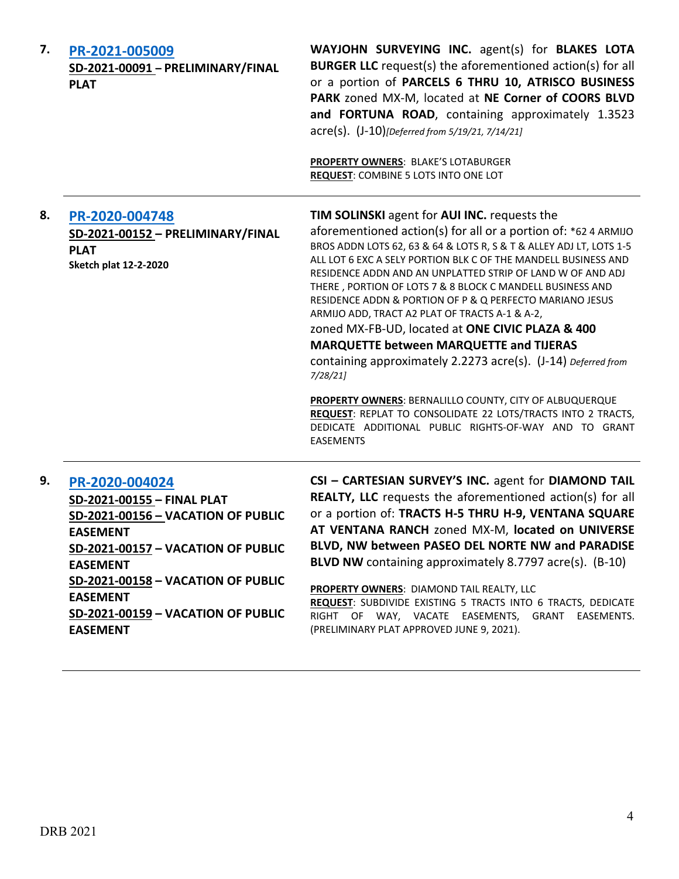7. **PR-2021-005009**
**SD-2021-00091 – PRELIMINARY/FINAL PLAT**

**WAYJOHN SURVEYING INC.** agent(s) for **BLAKES LOTA BURGER LLC** request(s) the aforementioned action(s) for all or a portion of **PARCELS 6 THRU 10, ATRISCO BUSINESS PARK** zoned MX-M, located at **NE Corner of COORS BLVD and FORTUNA ROAD**, containing approximately 1.3523 acre(s). (J-10)*[Deferred from 5/19/21, 7/14/21]*

**PROPERTY OWNERS**: BLAKE'S LOTABURGER
**REQUEST**: COMBINE 5 LOTS INTO ONE LOT

---

8. **PR-2020-004748**
**SD-2021-00152 – PRELIMINARY/FINAL PLAT**
**Sketch plat 12-2-2020**

**TIM SOLINSKI** agent for **AUI INC.** requests the aforementioned action(s) for all or a portion of: *62 4 ARMIJO BROS ADDN LOTS 62, 63 & 64 & LOTS R, S & T & ALLEY ADJ LT, LOTS 1-5 ALL LOT 6 EXC A SELY PORTION BLK C OF THE MANDELL BUSINESS AND RESIDENCE ADDN AND AN UNPLATTED STRIP OF LAND W OF AND ADJ THERE , PORTION OF LOTS 7 & 8 BLOCK C MANDELL BUSINESS AND RESIDENCE ADDN & PORTION OF P & Q PERFECTO MARIANO JESUS ARMIJO ADD, TRACT A2 PLAT OF TRACTS A-1 & A-2, zoned MX-FB-UD, located at **ONE CIVIC PLAZA & 400 MARQUETTE between MARQUETTE and TIJERAS** containing approximately 2.2273 acre(s). (J-14) *Deferred from 7/28/21]*

**PROPERTY OWNERS**: BERNALILLO COUNTY, CITY OF ALBUQUERQUE
**REQUEST**: REPLAT TO CONSOLIDATE 22 LOTS/TRACTS INTO 2 TRACTS, DEDICATE ADDITIONAL PUBLIC RIGHTS-OF-WAY AND TO GRANT EASEMENTS

---

9. **PR-2020-004024**
**SD-2021-00155 – FINAL PLAT**
**SD-2021-00156 – VACATION OF PUBLIC EASEMENT**
**SD-2021-00157 – VACATION OF PUBLIC EASEMENT**
**SD-2021-00158 – VACATION OF PUBLIC EASEMENT**
**SD-2021-00159 – VACATION OF PUBLIC EASEMENT**

**CSI – CARTESIAN SURVEY'S INC.** agent for **DIAMOND TAIL REALTY, LLC** requests the aforementioned action(s) for all or a portion of: **TRACTS H-5 THRU H-9, VENTANA SQUARE AT VENTANA RANCH** zoned MX-M, **located on UNIVERSE BLVD, NW between PASEO DEL NORTE NW and PARADISE BLVD NW** containing approximately 8.7797 acre(s). (B-10)

**PROPERTY OWNERS**: DIAMOND TAIL REALTY, LLC
**REQUEST**: SUBDIVIDE EXISTING 5 TRACTS INTO 6 TRACTS, DEDICATE RIGHT OF WAY, VACATE EASEMENTS, GRANT EASEMENTS. (PRELIMINARY PLAT APPROVED JUNE 9, 2021).

---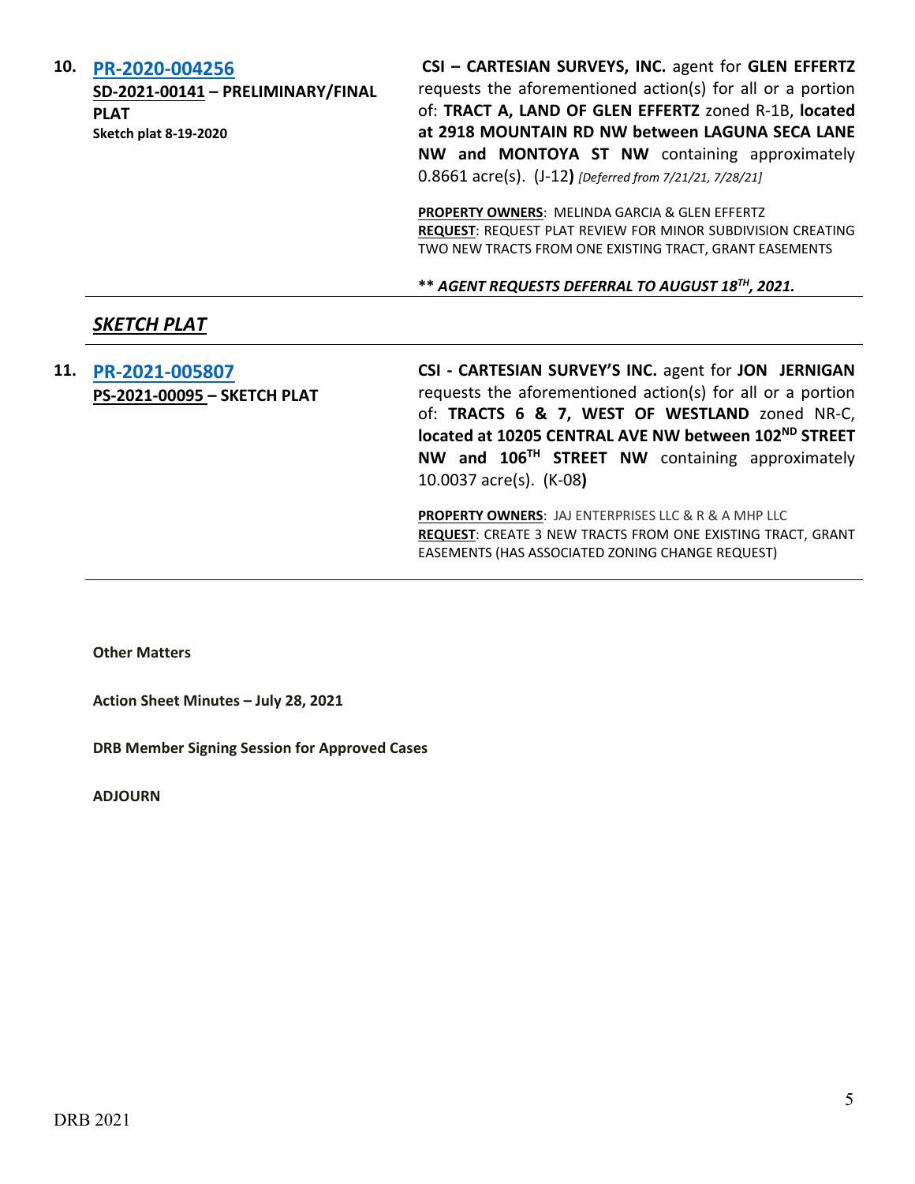**10.** **PR-2020-004256**
**SD-2021-00141 – PRELIMINARY/FINAL PLAT**
**Sketch plat 8-19-2020**

**CSI – CARTESIAN SURVEYS, INC.** agent for **GLEN EFFERTZ** requests the aforementioned action(s) for all or a portion of: **TRACT A, LAND OF GLEN EFFERTZ** zoned R-1B, **located at 2918 MOUNTAIN RD NW between LAGUNA SECA LANE NW and MONTOYA ST NW** containing approximately 0.8661 acre(s). (J-12**)** *[Deferred from 7/21/21, 7/28/21]*

**PROPERTY OWNERS**: MELINDA GARCIA & GLEN EFFERTZ
**REQUEST**: REQUEST PLAT REVIEW FOR MINOR SUBDIVISION CREATING TWO NEW TRACTS FROM ONE EXISTING TRACT, GRANT EASEMENTS

***\** AGENT REQUESTS DEFERRAL TO AUGUST 18TH, 2021.***

---

## *SKETCH PLAT*

---

**11.** **PR-2021-005807**
**PS-2021-00095 – SKETCH PLAT**

**CSI - CARTESIAN SURVEY'S INC.** agent for **JON JERNIGAN** requests the aforementioned action(s) for all or a portion of: **TRACTS 6 & 7, WEST OF WESTLAND** zoned NR-C, **located at 10205 CENTRAL AVE NW between 102ND STREET NW and 106TH STREET NW** containing approximately 10.0037 acre(s). (K-08**)**

**PROPERTY OWNERS**: JAJ ENTERPRISES LLC & R & A MHP LLC
**REQUEST**: CREATE 3 NEW TRACTS FROM ONE EXISTING TRACT, GRANT EASEMENTS (HAS ASSOCIATED ZONING CHANGE REQUEST)

---

**Other Matters**

**Action Sheet Minutes – July 28, 2021**

**DRB Member Signing Session for Approved Cases**

**ADJOURN**